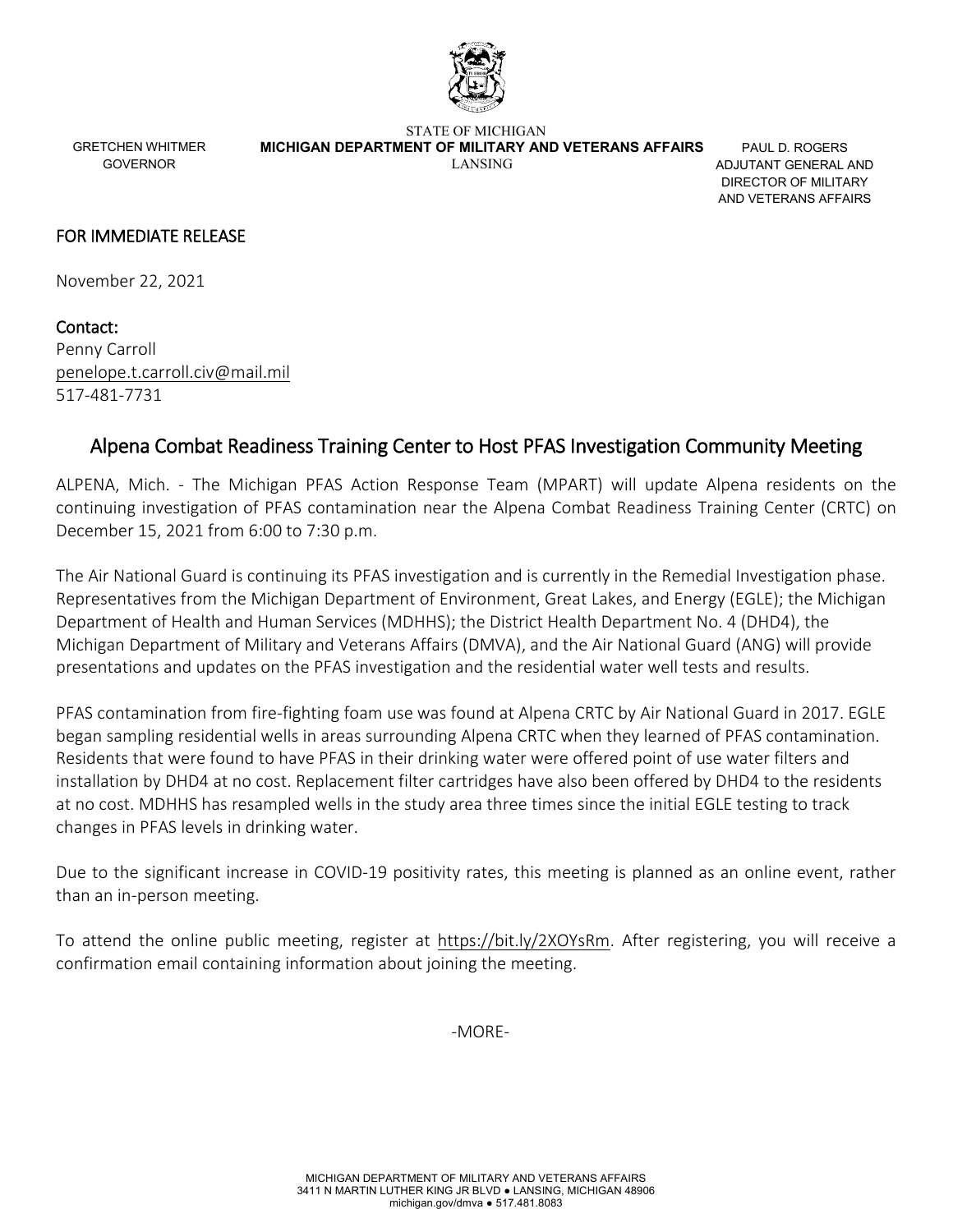STATE OF MICHIGAN
**MICHIGAN DEPARTMENT OF MILITARY AND VETERANS AFFAIRS**
LANSING

GRETCHEN WHITMER
GOVERNOR

PAUL D. ROGERS
ADJUTANT GENERAL AND
DIRECTOR OF MILITARY
AND VETERANS AFFAIRS

FOR IMMEDIATE RELEASE

November 22, 2021

Contact:
Penny Carroll
penelope.t.carroll.civ@mail.mil
517-481-7731

## Alpena Combat Readiness Training Center to Host PFAS Investigation Community Meeting

ALPENA, Mich. - The Michigan PFAS Action Response Team (MPART) will update Alpena residents on the continuing investigation of PFAS contamination near the Alpena Combat Readiness Training Center (CRTC) on December 15, 2021 from 6:00 to 7:30 p.m.

The Air National Guard is continuing its PFAS investigation and is currently in the Remedial Investigation phase. Representatives from the Michigan Department of Environment, Great Lakes, and Energy (EGLE); the Michigan Department of Health and Human Services (MDHHS); the District Health Department No. 4 (DHD4), the Michigan Department of Military and Veterans Affairs (DMVA), and the Air National Guard (ANG) will provide presentations and updates on the PFAS investigation and the residential water well tests and results.

PFAS contamination from fire-fighting foam use was found at Alpena CRTC by Air National Guard in 2017. EGLE began sampling residential wells in areas surrounding Alpena CRTC when they learned of PFAS contamination. Residents that were found to have PFAS in their drinking water were offered point of use water filters and installation by DHD4 at no cost. Replacement filter cartridges have also been offered by DHD4 to the residents at no cost. MDHHS has resampled wells in the study area three times since the initial EGLE testing to track changes in PFAS levels in drinking water.

Due to the significant increase in COVID-19 positivity rates, this meeting is planned as an online event, rather than an in-person meeting.

To attend the online public meeting, register at https://bit.ly/2XOYsRm. After registering, you will receive a confirmation email containing information about joining the meeting.

-MORE-

MICHIGAN DEPARTMENT OF MILITARY AND VETERANS AFFAIRS
3411 N MARTIN LUTHER KING JR BLVD ● LANSING, MICHIGAN 48906
michigan.gov/dmva ● 517.481.8083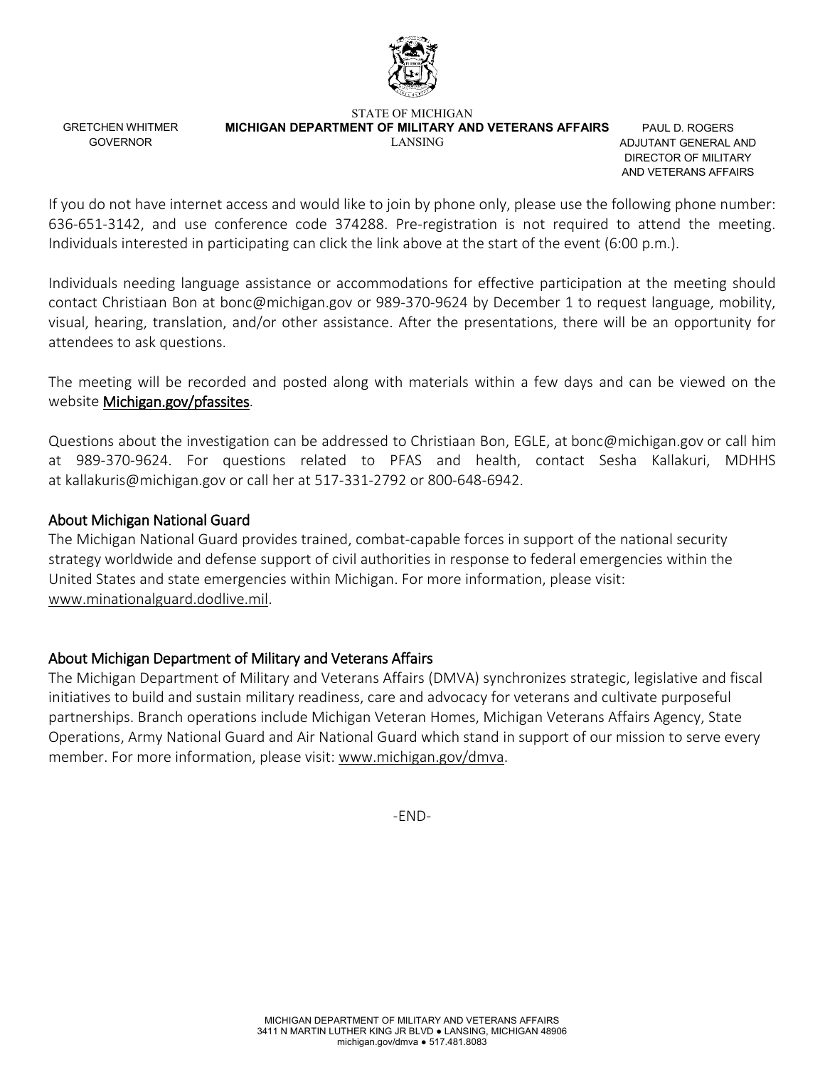STATE OF MICHIGAN
**MICHIGAN DEPARTMENT OF MILITARY AND VETERANS AFFAIRS**
LANSING

GRETCHEN WHITMER
GOVERNOR

PAUL D. ROGERS
ADJUTANT GENERAL AND
DIRECTOR OF MILITARY
AND VETERANS AFFAIRS

If you do not have internet access and would like to join by phone only, please use the following phone number: 636-651-3142, and use conference code 374288. Pre-registration is not required to attend the meeting. Individuals interested in participating can click the link above at the start of the event (6:00 p.m.).

Individuals needing language assistance or accommodations for effective participation at the meeting should contact Christiaan Bon at bonc@michigan.gov or 989-370-9624 by December 1 to request language, mobility, visual, hearing, translation, and/or other assistance. After the presentations, there will be an opportunity for attendees to ask questions.

The meeting will be recorded and posted along with materials within a few days and can be viewed on the website Michigan.gov/pfassites.

Questions about the investigation can be addressed to Christiaan Bon, EGLE, at bonc@michigan.gov or call him at 989-370-9624. For questions related to PFAS and health, contact Sesha Kallakuri, MDHHS at kallakuris@michigan.gov or call her at 517-331-2792 or 800-648-6942.

## About Michigan National Guard

The Michigan National Guard provides trained, combat-capable forces in support of the national security strategy worldwide and defense support of civil authorities in response to federal emergencies within the United States and state emergencies within Michigan. For more information, please visit: www.minationalguard.dodlive.mil.

## About Michigan Department of Military and Veterans Affairs

The Michigan Department of Military and Veterans Affairs (DMVA) synchronizes strategic, legislative and fiscal initiatives to build and sustain military readiness, care and advocacy for veterans and cultivate purposeful partnerships. Branch operations include Michigan Veteran Homes, Michigan Veterans Affairs Agency, State Operations, Army National Guard and Air National Guard which stand in support of our mission to serve every member. For more information, please visit: www.michigan.gov/dmva.

-END-

MICHIGAN DEPARTMENT OF MILITARY AND VETERANS AFFAIRS
3411 N MARTIN LUTHER KING JR BLVD ● LANSING, MICHIGAN 48906
michigan.gov/dmva ● 517.481.8083